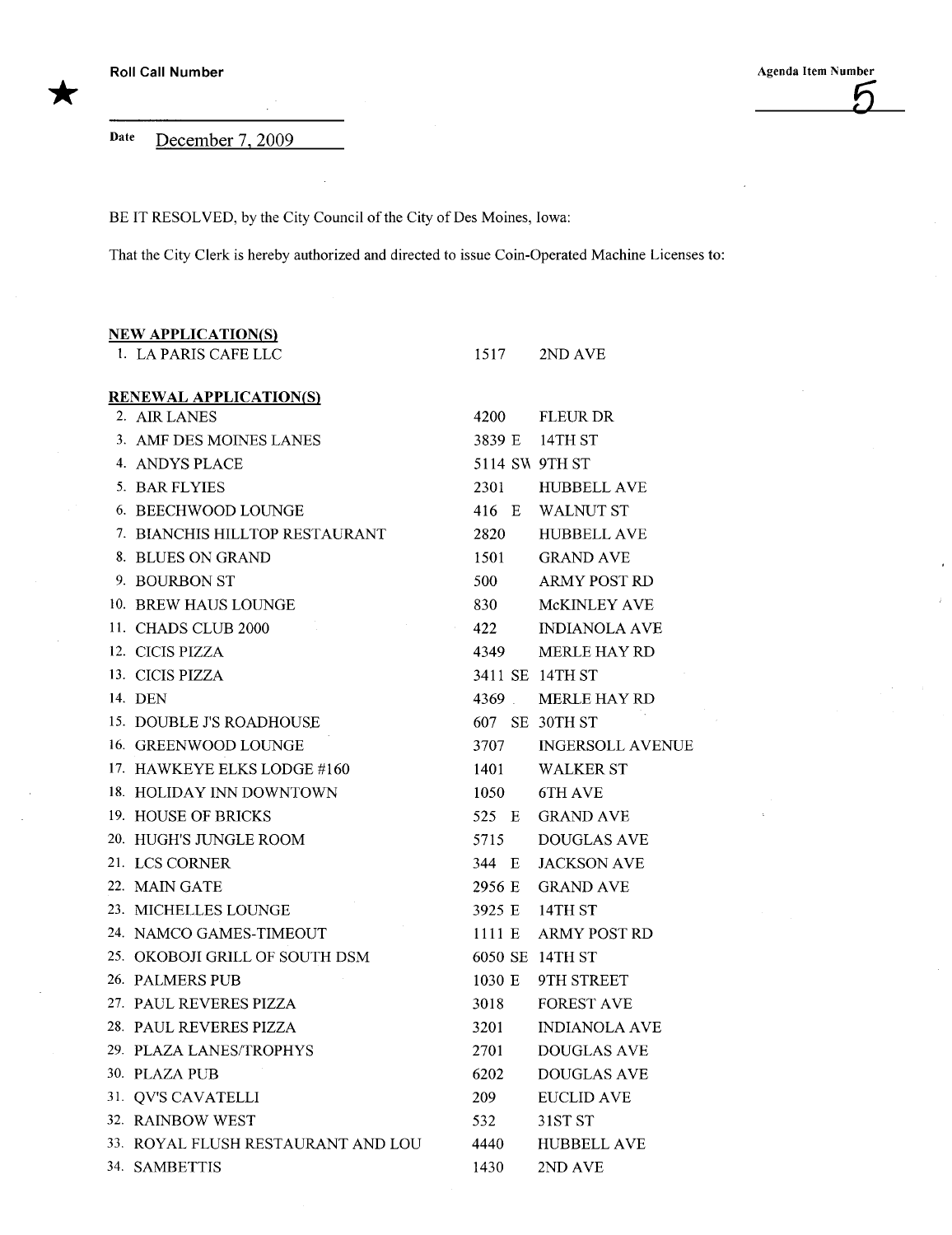★ **Roll Call Number**

Agenda Item Number

5

Date December 7, 2009

BE IT RESOLVED, by the City Council of the City of Des Moines, Iowa:

That the City Clerk is hereby authorized and directed to issue Coin-Operated Machine Licenses to:

**NEW APPLICATION(S)**

| | | |
|---|---|---|
| 1. LA PARIS CAFE LLC | 1517 | 2ND AVE |

**RENEWAL APPLICATION(S)**

| | | |
|---|---|---|
| 2. AIR LANES | 4200 | FLEUR DR |
| 3. AMF DES MOINES LANES | 3839 E | 14TH ST |
| 4. ANDYS PLACE | 5114 SW | 9TH ST |
| 5. BAR FLYIES | 2301 | HUBBELL AVE |
| 6. BEECHWOOD LOUNGE | 416 E | WALNUT ST |
| 7. BIANCHIS HILLTOP RESTAURANT | 2820 | HUBBELL AVE |
| 8. BLUES ON GRAND | 1501 | GRAND AVE |
| 9. BOURBON ST | 500 | ARMY POST RD |
| 10. BREW HAUS LOUNGE | 830 | McKINLEY AVE |
| 11. CHADS CLUB 2000 | 422 | INDIANOLA AVE |
| 12. CICIS PIZZA | 4349 | MERLE HAY RD |
| 13. CICIS PIZZA | 3411 SE | 14TH ST |
| 14. DEN | 4369 | MERLE HAY RD |
| 15. DOUBLE J'S ROADHOUSE | 607 SE | 30TH ST |
| 16. GREENWOOD LOUNGE | 3707 | INGERSOLL AVENUE |
| 17. HAWKEYE ELKS LODGE #160 | 1401 | WALKER ST |
| 18. HOLIDAY INN DOWNTOWN | 1050 | 6TH AVE |
| 19. HOUSE OF BRICKS | 525 E | GRAND AVE |
| 20. HUGH'S JUNGLE ROOM | 5715 | DOUGLAS AVE |
| 21. LCS CORNER | 344 E | JACKSON AVE |
| 22. MAIN GATE | 2956 E | GRAND AVE |
| 23. MICHELLES LOUNGE | 3925 E | 14TH ST |
| 24. NAMCO GAMES-TIMEOUT | 1111 E | ARMY POST RD |
| 25. OKOBOJI GRILL OF SOUTH DSM | 6050 SE | 14TH ST |
| 26. PALMERS PUB | 1030 E | 9TH STREET |
| 27. PAUL REVERES PIZZA | 3018 | FOREST AVE |
| 28. PAUL REVERES PIZZA | 3201 | INDIANOLA AVE |
| 29. PLAZA LANES/TROPHYS | 2701 | DOUGLAS AVE |
| 30. PLAZA PUB | 6202 | DOUGLAS AVE |
| 31. QV'S CAVATELLI | 209 | EUCLID AVE |
| 32. RAINBOW WEST | 532 | 31ST ST |
| 33. ROYAL FLUSH RESTAURANT AND LOU | 4440 | HUBBELL AVE |
| 34. SAMBETTIS | 1430 | 2ND AVE |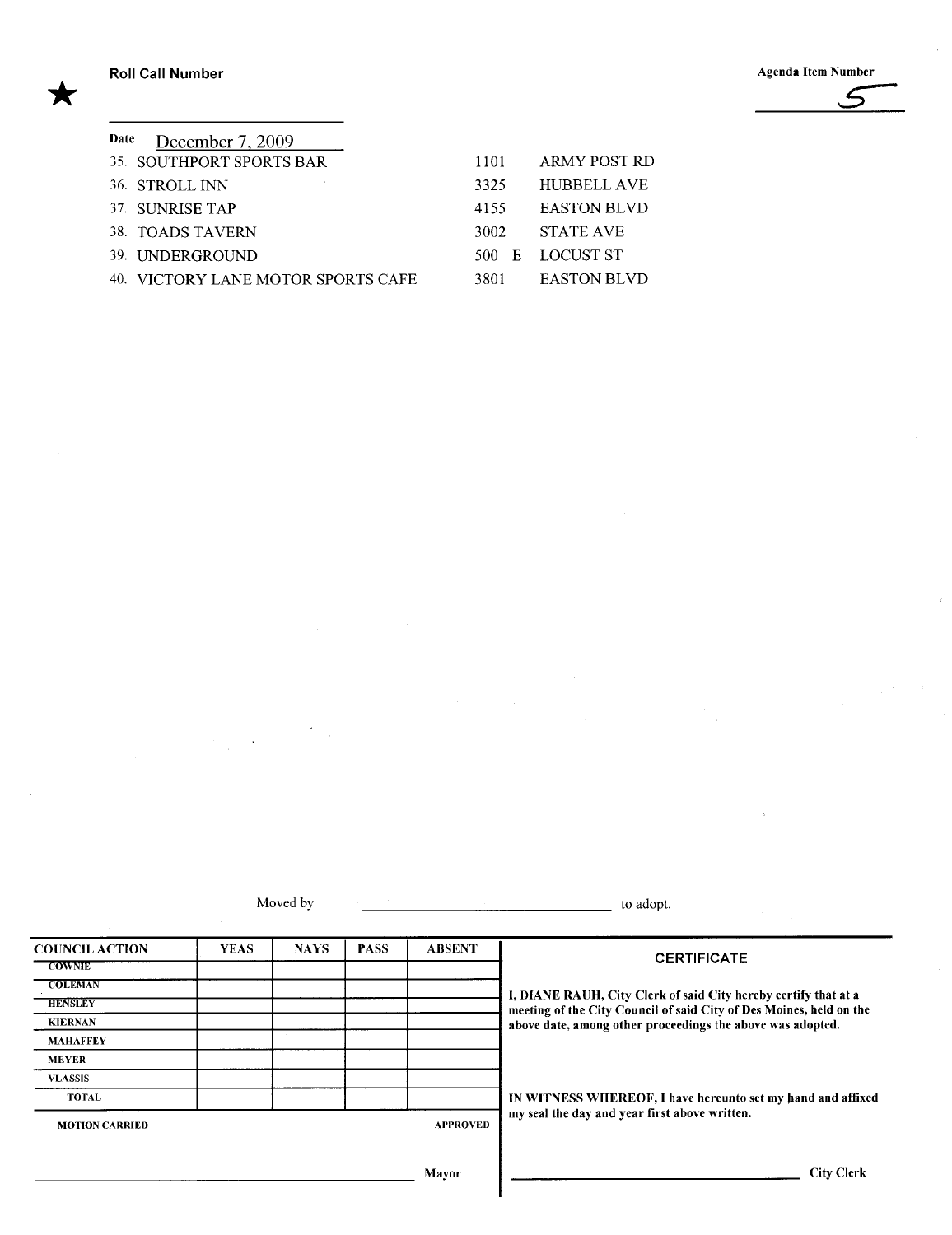★ **Roll Call Number**

**Agenda Item Number**

5

Date December 7, 2009

| | | | |
|---|---|---|---|
| 35. SOUTHPORT SPORTS BAR | 1101 | | ARMY POST RD |
| 36. STROLL INN | 3325 | | HUBBELL AVE |
| 37. SUNRISE TAP | 4155 | | EASTON BLVD |
| 38. TOADS TAVERN | 3002 | | STATE AVE |
| 39. UNDERGROUND | 500 | E | LOCUST ST |
| 40. VICTORY LANE MOTOR SPORTS CAFE | 3801 | | EASTON BLVD |

Moved by ______________________________ to adopt.

| COUNCIL ACTION | YEAS | NAYS | PASS | ABSENT |
|---|---|---|---|---|
| COWNIE | | | | |
| COLEMAN | | | | |
| HENSLEY | | | | |
| KIERNAN | | | | |
| MAHAFFEY | | | | |
| MEYER | | | | |
| VLASSIS | | | | |
| TOTAL | | | | |

**MOTION CARRIED** **APPROVED**

______________________________ **Mayor**

**CERTIFICATE**

**I, DIANE RAUH, City Clerk of said City hereby certify that at a meeting of the City Council of said City of Des Moines, held on the above date, among other proceedings the above was adopted.**

**IN WITNESS WHEREOF, I have hereunto set my hand and affixed my seal the day and year first above written.**

______________________________ **City Clerk**